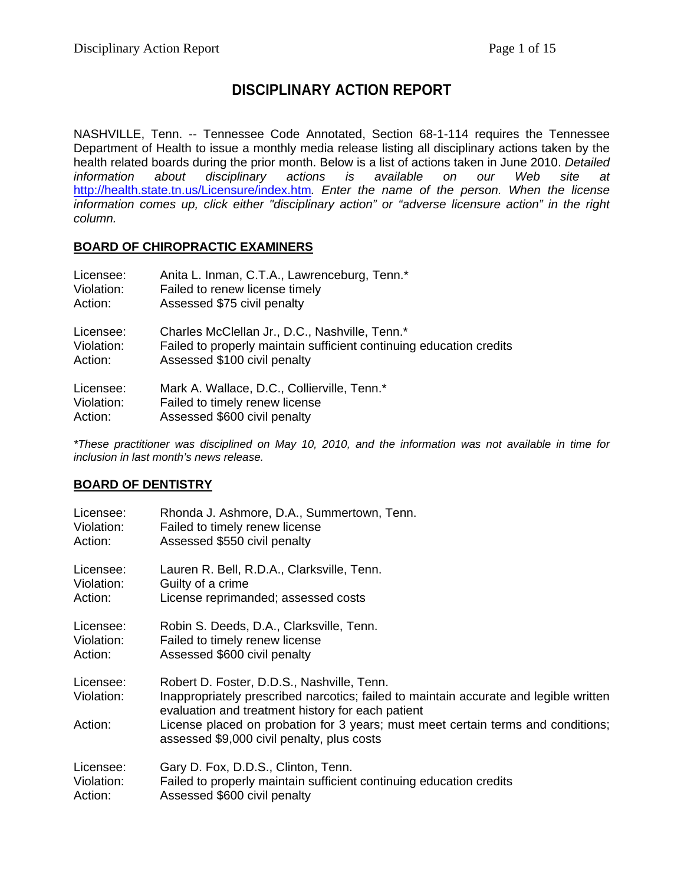# DISCIPLINARY ACTION REPORT

NASHVILLE, Tenn. -- Tennessee Code Annotated, Section 68-1-114 requires the Tennessee Department of Health to issue a monthly media release listing all disciplinary actions taken by the health related boards during the prior month. Below is a list of actions taken in June 2010. *Detailed information about disciplinary actions is available on our Web site at* http://health.state.tn.us/Licensure/index.htm*. Enter the name of the person. When the license information comes up, click either "disciplinary action" or "adverse licensure action" in the right column.*

## BOARD OF CHIROPRACTIC EXAMINERS

Licensee: Anita L. Inman, C.T.A., Lawrenceburg, Tenn.*
Violation: Failed to renew license timely
Action: Assessed $75 civil penalty

Licensee: Charles McClellan Jr., D.C., Nashville, Tenn.*
Violation: Failed to properly maintain sufficient continuing education credits
Action: Assessed $100 civil penalty

Licensee: Mark A. Wallace, D.C., Collierville, Tenn.*
Violation: Failed to timely renew license
Action: Assessed $600 civil penalty

*\*These practitioner was disciplined on May 10, 2010, and the information was not available in time for inclusion in last month's news release.*

## BOARD OF DENTISTRY

Licensee: Rhonda J. Ashmore, D.A., Summertown, Tenn.
Violation: Failed to timely renew license
Action: Assessed $550 civil penalty

Licensee: Lauren R. Bell, R.D.A., Clarksville, Tenn.
Violation: Guilty of a crime
Action: License reprimanded; assessed costs

Licensee: Robin S. Deeds, D.A., Clarksville, Tenn.
Violation: Failed to timely renew license
Action: Assessed $600 civil penalty

Licensee: Robert D. Foster, D.D.S., Nashville, Tenn.
Violation: Inappropriately prescribed narcotics; failed to maintain accurate and legible written evaluation and treatment history for each patient
Action: License placed on probation for 3 years; must meet certain terms and conditions; assessed $9,000 civil penalty, plus costs

Licensee: Gary D. Fox, D.D.S., Clinton, Tenn.
Violation: Failed to properly maintain sufficient continuing education credits
Action: Assessed $600 civil penalty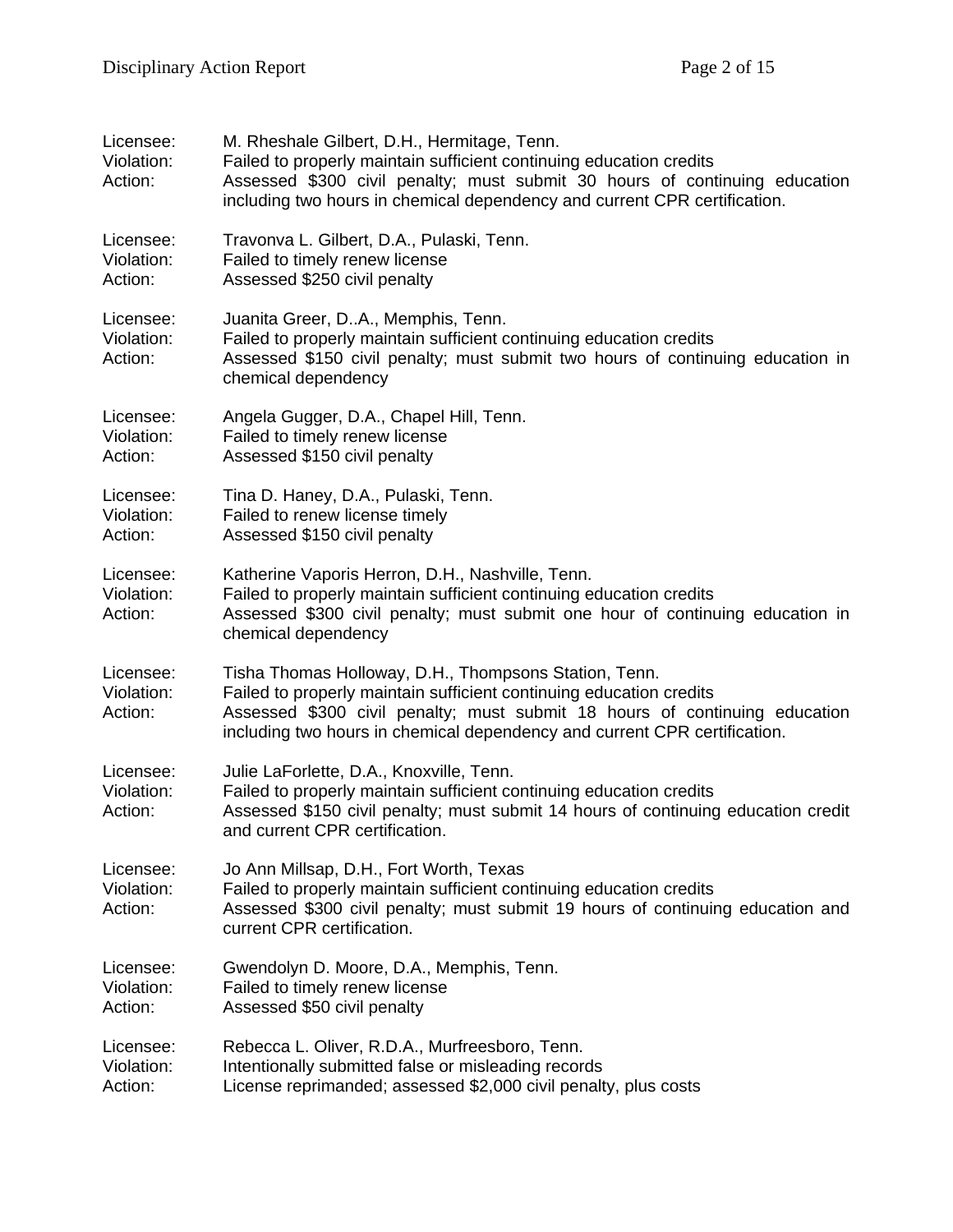Licensee: M. Rheshale Gilbert, D.H., Hermitage, Tenn.
Violation: Failed to properly maintain sufficient continuing education credits
Action: Assessed $300 civil penalty; must submit 30 hours of continuing education including two hours in chemical dependency and current CPR certification.

Licensee: Travonva L. Gilbert, D.A., Pulaski, Tenn.
Violation: Failed to timely renew license
Action: Assessed $250 civil penalty

Licensee: Juanita Greer, D..A., Memphis, Tenn.
Violation: Failed to properly maintain sufficient continuing education credits
Action: Assessed $150 civil penalty; must submit two hours of continuing education in chemical dependency

Licensee: Angela Gugger, D.A., Chapel Hill, Tenn.
Violation: Failed to timely renew license
Action: Assessed $150 civil penalty

Licensee: Tina D. Haney, D.A., Pulaski, Tenn.
Violation: Failed to renew license timely
Action: Assessed $150 civil penalty

Licensee: Katherine Vaporis Herron, D.H., Nashville, Tenn.
Violation: Failed to properly maintain sufficient continuing education credits
Action: Assessed $300 civil penalty; must submit one hour of continuing education in chemical dependency

Licensee: Tisha Thomas Holloway, D.H., Thompsons Station, Tenn.
Violation: Failed to properly maintain sufficient continuing education credits
Action: Assessed $300 civil penalty; must submit 18 hours of continuing education including two hours in chemical dependency and current CPR certification.

Licensee: Julie LaForlette, D.A., Knoxville, Tenn.
Violation: Failed to properly maintain sufficient continuing education credits
Action: Assessed $150 civil penalty; must submit 14 hours of continuing education credit and current CPR certification.

Licensee: Jo Ann Millsap, D.H., Fort Worth, Texas
Violation: Failed to properly maintain sufficient continuing education credits
Action: Assessed $300 civil penalty; must submit 19 hours of continuing education and current CPR certification.

Licensee: Gwendolyn D. Moore, D.A., Memphis, Tenn.
Violation: Failed to timely renew license
Action: Assessed $50 civil penalty

Licensee: Rebecca L. Oliver, R.D.A., Murfreesboro, Tenn.
Violation: Intentionally submitted false or misleading records
Action: License reprimanded; assessed $2,000 civil penalty, plus costs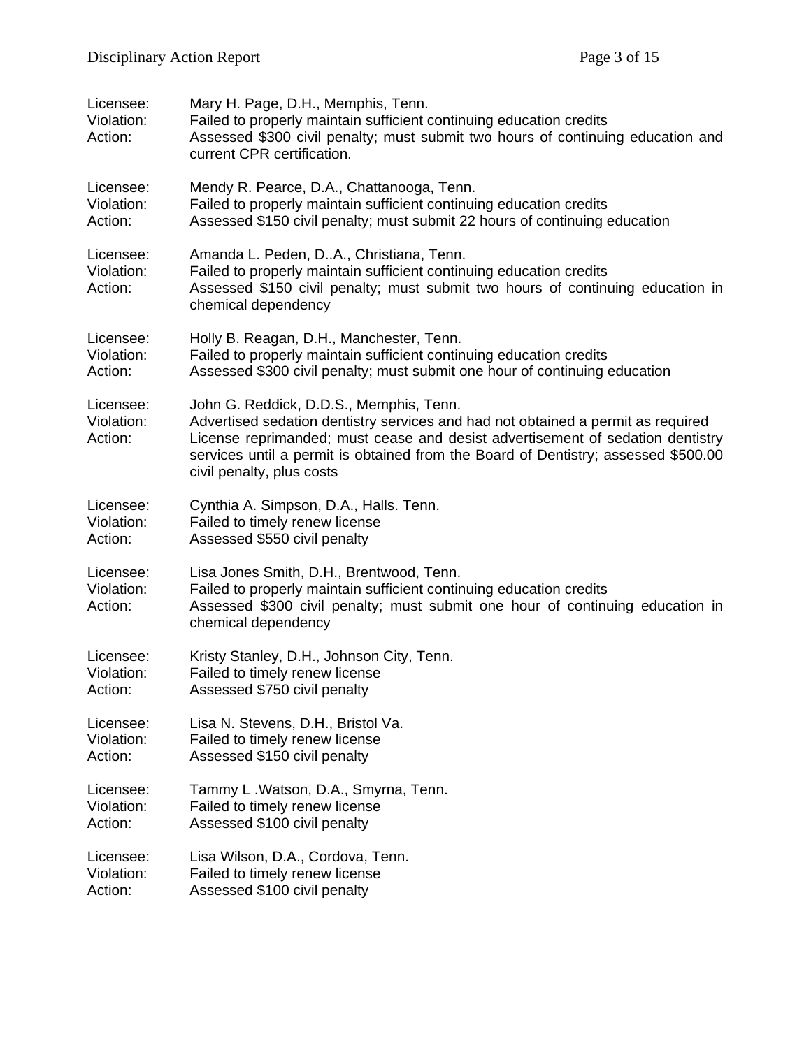Licensee: Mary H. Page, D.H., Memphis, Tenn.
Violation: Failed to properly maintain sufficient continuing education credits
Action: Assessed $300 civil penalty; must submit two hours of continuing education and current CPR certification.

Licensee: Mendy R. Pearce, D.A., Chattanooga, Tenn.
Violation: Failed to properly maintain sufficient continuing education credits
Action: Assessed $150 civil penalty; must submit 22 hours of continuing education

Licensee: Amanda L. Peden, D..A., Christiana, Tenn.
Violation: Failed to properly maintain sufficient continuing education credits
Action: Assessed $150 civil penalty; must submit two hours of continuing education in chemical dependency

Licensee: Holly B. Reagan, D.H., Manchester, Tenn.
Violation: Failed to properly maintain sufficient continuing education credits
Action: Assessed $300 civil penalty; must submit one hour of continuing education

Licensee: John G. Reddick, D.D.S., Memphis, Tenn.
Violation: Advertised sedation dentistry services and had not obtained a permit as required
Action: License reprimanded; must cease and desist advertisement of sedation dentistry services until a permit is obtained from the Board of Dentistry; assessed $500.00 civil penalty, plus costs

Licensee: Cynthia A. Simpson, D.A., Halls. Tenn.
Violation: Failed to timely renew license
Action: Assessed $550 civil penalty

Licensee: Lisa Jones Smith, D.H., Brentwood, Tenn.
Violation: Failed to properly maintain sufficient continuing education credits
Action: Assessed $300 civil penalty; must submit one hour of continuing education in chemical dependency

Licensee: Kristy Stanley, D.H., Johnson City, Tenn.
Violation: Failed to timely renew license
Action: Assessed $750 civil penalty

Licensee: Lisa N. Stevens, D.H., Bristol Va.
Violation: Failed to timely renew license
Action: Assessed $150 civil penalty

Licensee: Tammy L .Watson, D.A., Smyrna, Tenn.
Violation: Failed to timely renew license
Action: Assessed $100 civil penalty

Licensee: Lisa Wilson, D.A., Cordova, Tenn.
Violation: Failed to timely renew license
Action: Assessed $100 civil penalty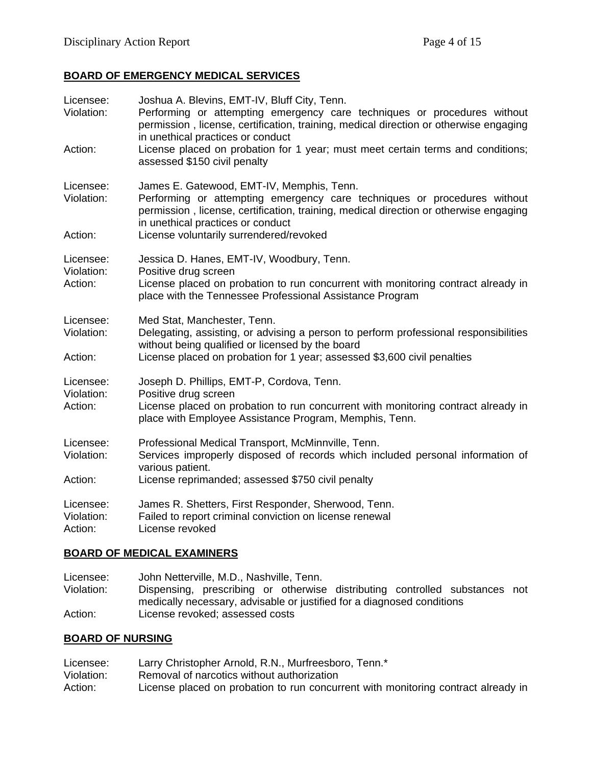## BOARD OF EMERGENCY MEDICAL SERVICES

Licensee: Joshua A. Blevins, EMT-IV, Bluff City, Tenn.
Violation: Performing or attempting emergency care techniques or procedures without permission , license, certification, training, medical direction or otherwise engaging in unethical practices or conduct
Action: License placed on probation for 1 year; must meet certain terms and conditions; assessed $150 civil penalty

Licensee: James E. Gatewood, EMT-IV, Memphis, Tenn.
Violation: Performing or attempting emergency care techniques or procedures without permission , license, certification, training, medical direction or otherwise engaging in unethical practices or conduct
Action: License voluntarily surrendered/revoked

Licensee: Jessica D. Hanes, EMT-IV, Woodbury, Tenn.
Violation: Positive drug screen
Action: License placed on probation to run concurrent with monitoring contract already in place with the Tennessee Professional Assistance Program

Licensee: Med Stat, Manchester, Tenn.
Violation: Delegating, assisting, or advising a person to perform professional responsibilities without being qualified or licensed by the board
Action: License placed on probation for 1 year; assessed $3,600 civil penalties

Licensee: Joseph D. Phillips, EMT-P, Cordova, Tenn.
Violation: Positive drug screen
Action: License placed on probation to run concurrent with monitoring contract already in place with Employee Assistance Program, Memphis, Tenn.

Licensee: Professional Medical Transport, McMinnville, Tenn.
Violation: Services improperly disposed of records which included personal information of various patient.
Action: License reprimanded; assessed $750 civil penalty

Licensee: James R. Shetters, First Responder, Sherwood, Tenn.
Violation: Failed to report criminal conviction on license renewal
Action: License revoked

## BOARD OF MEDICAL EXAMINERS

Licensee: John Netterville, M.D., Nashville, Tenn.
Violation: Dispensing, prescribing or otherwise distributing controlled substances not medically necessary, advisable or justified for a diagnosed conditions
Action: License revoked; assessed costs

## BOARD OF NURSING

Licensee: Larry Christopher Arnold, R.N., Murfreesboro, Tenn.*
Violation: Removal of narcotics without authorization
Action: License placed on probation to run concurrent with monitoring contract already in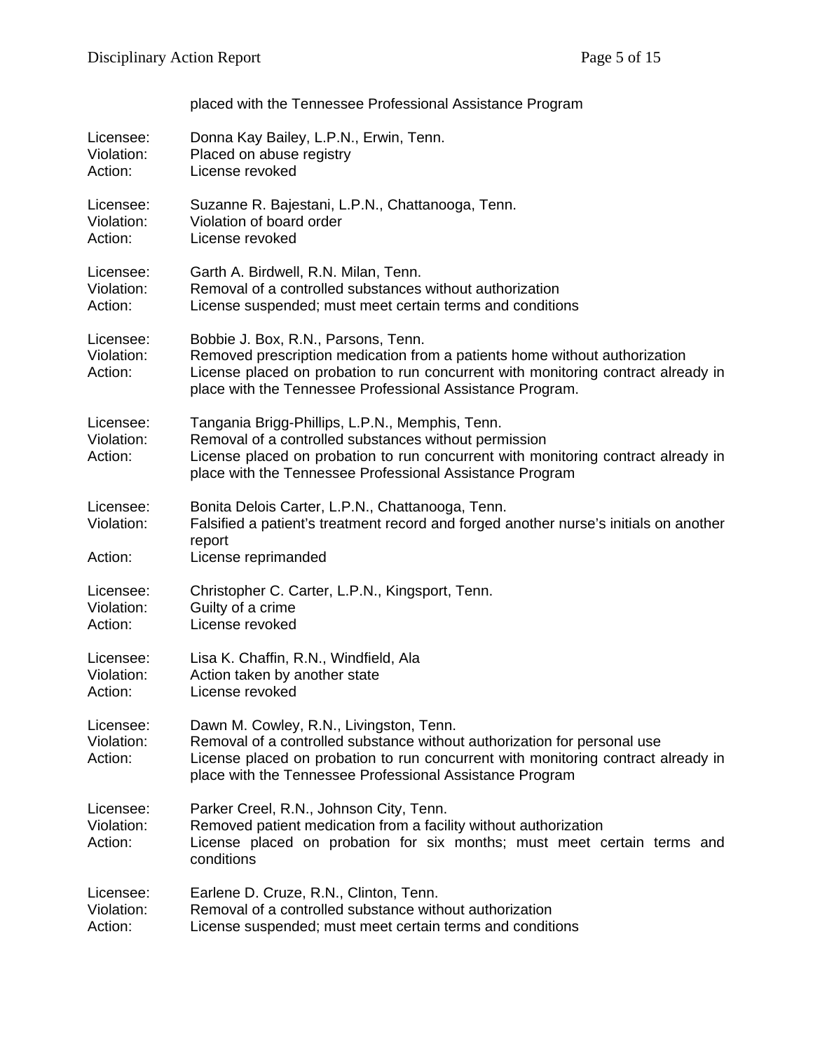placed with the Tennessee Professional Assistance Program

Licensee: Donna Kay Bailey, L.P.N., Erwin, Tenn.
Violation: Placed on abuse registry
Action: License revoked

Licensee: Suzanne R. Bajestani, L.P.N., Chattanooga, Tenn.
Violation: Violation of board order
Action: License revoked

Licensee: Garth A. Birdwell, R.N. Milan, Tenn.
Violation: Removal of a controlled substances without authorization
Action: License suspended; must meet certain terms and conditions

Licensee: Bobbie J. Box, R.N., Parsons, Tenn.
Violation: Removed prescription medication from a patients home without authorization
Action: License placed on probation to run concurrent with monitoring contract already in place with the Tennessee Professional Assistance Program.

Licensee: Tangania Brigg-Phillips, L.P.N., Memphis, Tenn.
Violation: Removal of a controlled substances without permission
Action: License placed on probation to run concurrent with monitoring contract already in place with the Tennessee Professional Assistance Program

Licensee: Bonita Delois Carter, L.P.N., Chattanooga, Tenn.
Violation: Falsified a patient's treatment record and forged another nurse's initials on another report
Action: License reprimanded

Licensee: Christopher C. Carter, L.P.N., Kingsport, Tenn.
Violation: Guilty of a crime
Action: License revoked

Licensee: Lisa K. Chaffin, R.N., Windfield, Ala
Violation: Action taken by another state
Action: License revoked

Licensee: Dawn M. Cowley, R.N., Livingston, Tenn.
Violation: Removal of a controlled substance without authorization for personal use
Action: License placed on probation to run concurrent with monitoring contract already in place with the Tennessee Professional Assistance Program

Licensee: Parker Creel, R.N., Johnson City, Tenn.
Violation: Removed patient medication from a facility without authorization
Action: License placed on probation for six months; must meet certain terms and conditions

Licensee: Earlene D. Cruze, R.N., Clinton, Tenn.
Violation: Removal of a controlled substance without authorization
Action: License suspended; must meet certain terms and conditions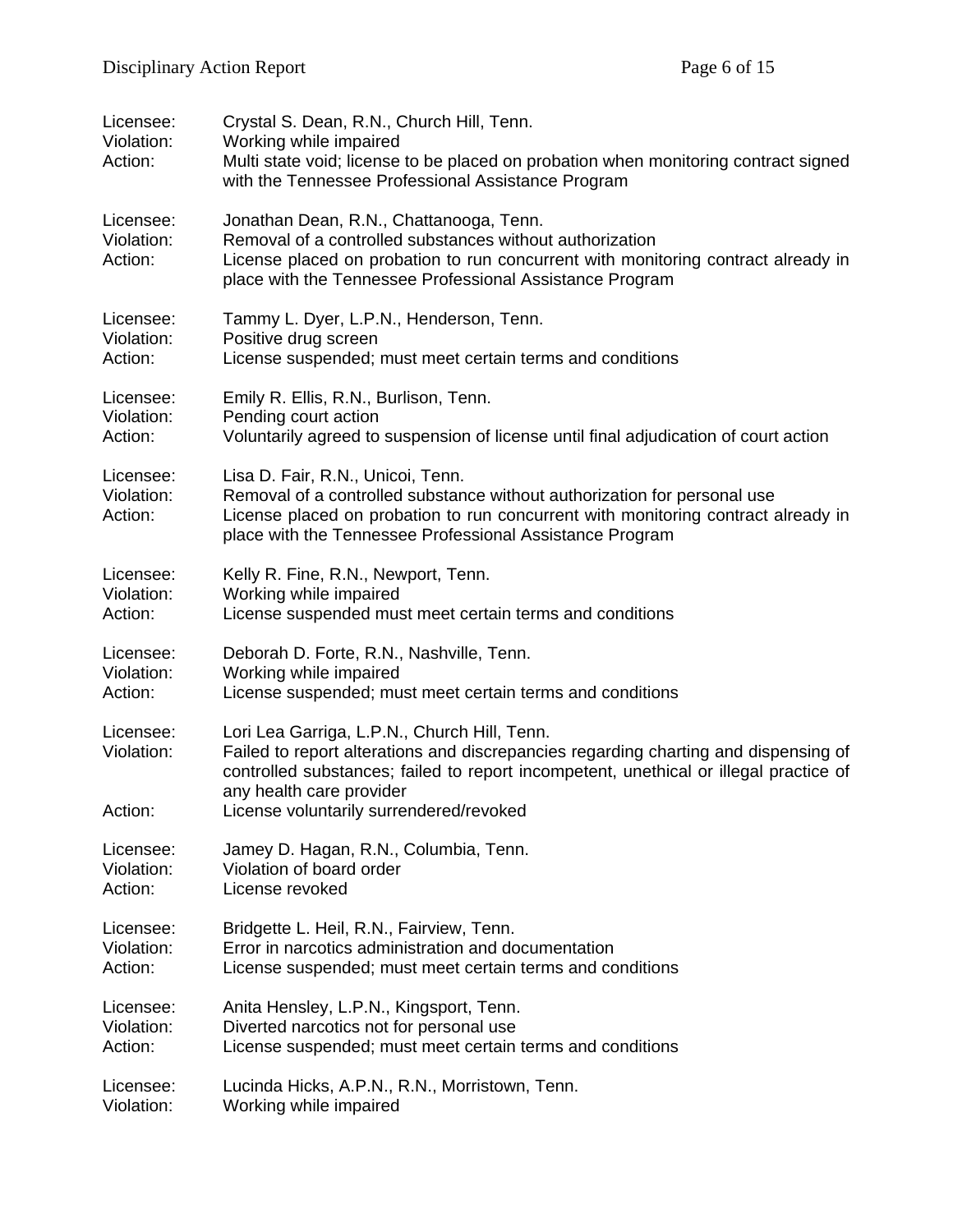Licensee: Crystal S. Dean, R.N., Church Hill, Tenn.
Violation: Working while impaired
Action: Multi state void; license to be placed on probation when monitoring contract signed with the Tennessee Professional Assistance Program

Licensee: Jonathan Dean, R.N., Chattanooga, Tenn.
Violation: Removal of a controlled substances without authorization
Action: License placed on probation to run concurrent with monitoring contract already in place with the Tennessee Professional Assistance Program

Licensee: Tammy L. Dyer, L.P.N., Henderson, Tenn.
Violation: Positive drug screen
Action: License suspended; must meet certain terms and conditions

Licensee: Emily R. Ellis, R.N., Burlison, Tenn.
Violation: Pending court action
Action: Voluntarily agreed to suspension of license until final adjudication of court action

Licensee: Lisa D. Fair, R.N., Unicoi, Tenn.
Violation: Removal of a controlled substance without authorization for personal use
Action: License placed on probation to run concurrent with monitoring contract already in place with the Tennessee Professional Assistance Program

Licensee: Kelly R. Fine, R.N., Newport, Tenn.
Violation: Working while impaired
Action: License suspended must meet certain terms and conditions

Licensee: Deborah D. Forte, R.N., Nashville, Tenn.
Violation: Working while impaired
Action: License suspended; must meet certain terms and conditions

Licensee: Lori Lea Garriga, L.P.N., Church Hill, Tenn.
Violation: Failed to report alterations and discrepancies regarding charting and dispensing of controlled substances; failed to report incompetent, unethical or illegal practice of any health care provider
Action: License voluntarily surrendered/revoked

Licensee: Jamey D. Hagan, R.N., Columbia, Tenn.
Violation: Violation of board order
Action: License revoked

Licensee: Bridgette L. Heil, R.N., Fairview, Tenn.
Violation: Error in narcotics administration and documentation
Action: License suspended; must meet certain terms and conditions

Licensee: Anita Hensley, L.P.N., Kingsport, Tenn.
Violation: Diverted narcotics not for personal use
Action: License suspended; must meet certain terms and conditions

Licensee: Lucinda Hicks, A.P.N., R.N., Morristown, Tenn.
Violation: Working while impaired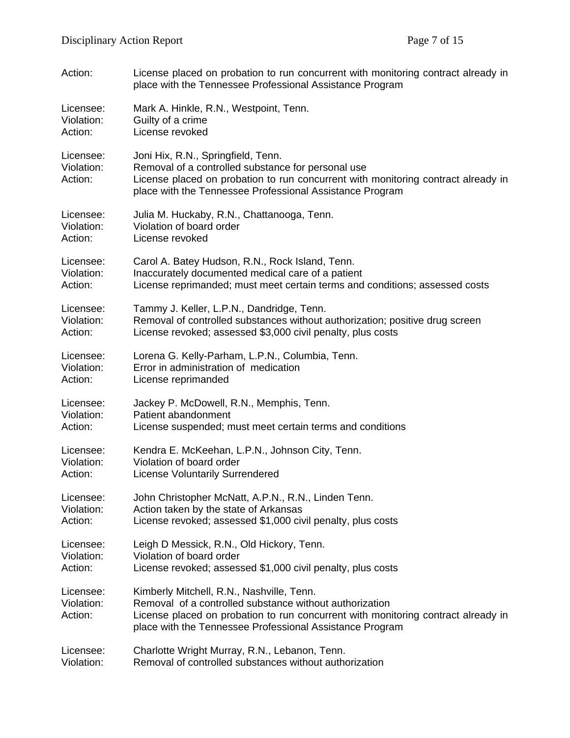Action: License placed on probation to run concurrent with monitoring contract already in place with the Tennessee Professional Assistance Program

Licensee: Mark A. Hinkle, R.N., Westpoint, Tenn.
Violation: Guilty of a crime
Action: License revoked

Licensee: Joni Hix, R.N., Springfield, Tenn.
Violation: Removal of a controlled substance for personal use
Action: License placed on probation to run concurrent with monitoring contract already in place with the Tennessee Professional Assistance Program

Licensee: Julia M. Huckaby, R.N., Chattanooga, Tenn.
Violation: Violation of board order
Action: License revoked

Licensee: Carol A. Batey Hudson, R.N., Rock Island, Tenn.
Violation: Inaccurately documented medical care of a patient
Action: License reprimanded; must meet certain terms and conditions; assessed costs

Licensee: Tammy J. Keller, L.P.N., Dandridge, Tenn.
Violation: Removal of controlled substances without authorization; positive drug screen
Action: License revoked; assessed $3,000 civil penalty, plus costs

Licensee: Lorena G. Kelly-Parham, L.P.N., Columbia, Tenn.
Violation: Error in administration of medication
Action: License reprimanded

Licensee: Jackey P. McDowell, R.N., Memphis, Tenn.
Violation: Patient abandonment
Action: License suspended; must meet certain terms and conditions

Licensee: Kendra E. McKeehan, L.P.N., Johnson City, Tenn.
Violation: Violation of board order
Action: License Voluntarily Surrendered

Licensee: John Christopher McNatt, A.P.N., R.N., Linden Tenn.
Violation: Action taken by the state of Arkansas
Action: License revoked; assessed $1,000 civil penalty, plus costs

Licensee: Leigh D Messick, R.N., Old Hickory, Tenn.
Violation: Violation of board order
Action: License revoked; assessed $1,000 civil penalty, plus costs

Licensee: Kimberly Mitchell, R.N., Nashville, Tenn.
Violation: Removal of a controlled substance without authorization
Action: License placed on probation to run concurrent with monitoring contract already in place with the Tennessee Professional Assistance Program

Licensee: Charlotte Wright Murray, R.N., Lebanon, Tenn.
Violation: Removal of controlled substances without authorization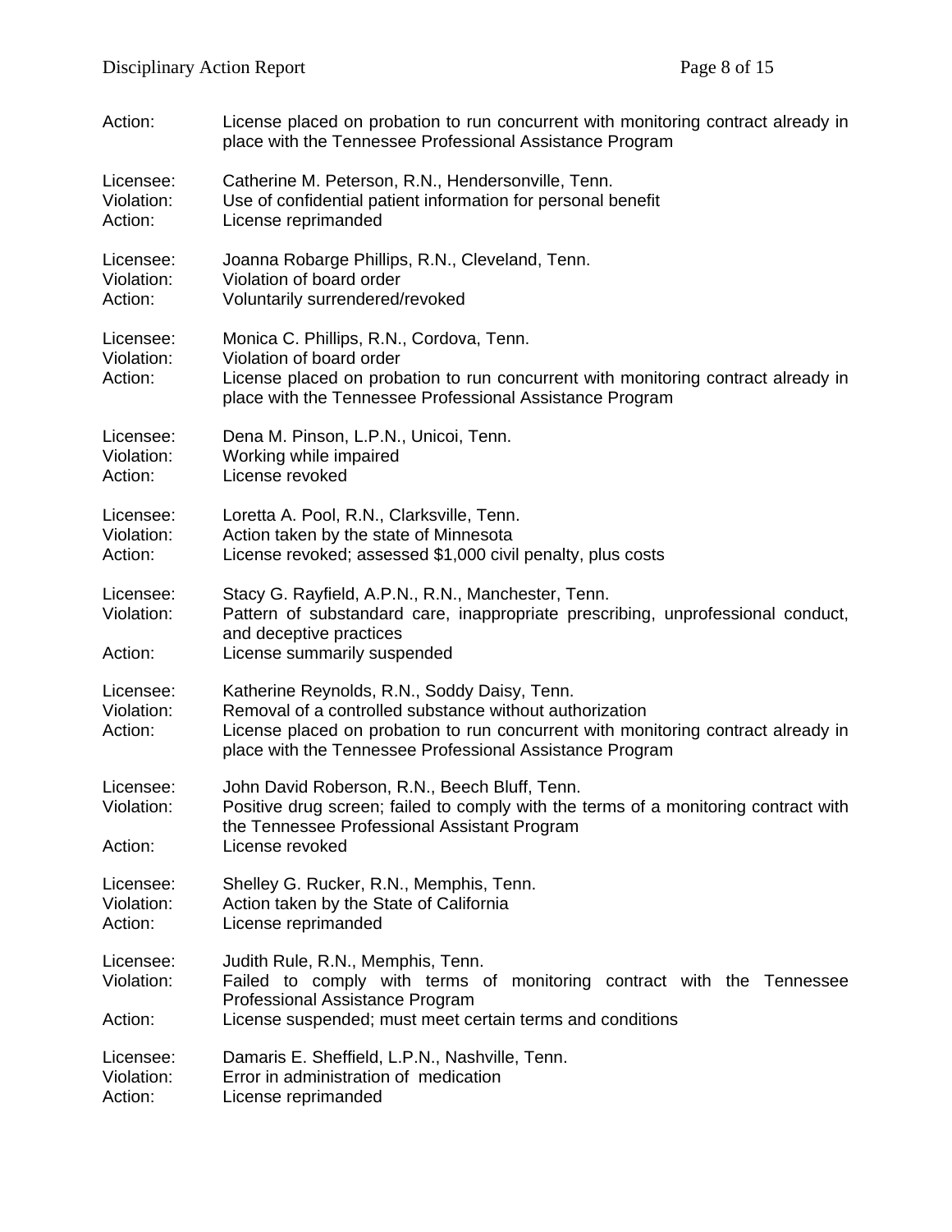Action: License placed on probation to run concurrent with monitoring contract already in place with the Tennessee Professional Assistance Program

Licensee: Catherine M. Peterson, R.N., Hendersonville, Tenn.
Violation: Use of confidential patient information for personal benefit
Action: License reprimanded

Licensee: Joanna Robarge Phillips, R.N., Cleveland, Tenn.
Violation: Violation of board order
Action: Voluntarily surrendered/revoked

Licensee: Monica C. Phillips, R.N., Cordova, Tenn.
Violation: Violation of board order
Action: License placed on probation to run concurrent with monitoring contract already in place with the Tennessee Professional Assistance Program

Licensee: Dena M. Pinson, L.P.N., Unicoi, Tenn.
Violation: Working while impaired
Action: License revoked

Licensee: Loretta A. Pool, R.N., Clarksville, Tenn.
Violation: Action taken by the state of Minnesota
Action: License revoked; assessed $1,000 civil penalty, plus costs

Licensee: Stacy G. Rayfield, A.P.N., R.N., Manchester, Tenn.
Violation: Pattern of substandard care, inappropriate prescribing, unprofessional conduct, and deceptive practices
Action: License summarily suspended

Licensee: Katherine Reynolds, R.N., Soddy Daisy, Tenn.
Violation: Removal of a controlled substance without authorization
Action: License placed on probation to run concurrent with monitoring contract already in place with the Tennessee Professional Assistance Program

Licensee: John David Roberson, R.N., Beech Bluff, Tenn.
Violation: Positive drug screen; failed to comply with the terms of a monitoring contract with the Tennessee Professional Assistant Program
Action: License revoked

Licensee: Shelley G. Rucker, R.N., Memphis, Tenn.
Violation: Action taken by the State of California
Action: License reprimanded

Licensee: Judith Rule, R.N., Memphis, Tenn.
Violation: Failed to comply with terms of monitoring contract with the Tennessee Professional Assistance Program
Action: License suspended; must meet certain terms and conditions

Licensee: Damaris E. Sheffield, L.P.N., Nashville, Tenn.
Violation: Error in administration of medication
Action: License reprimanded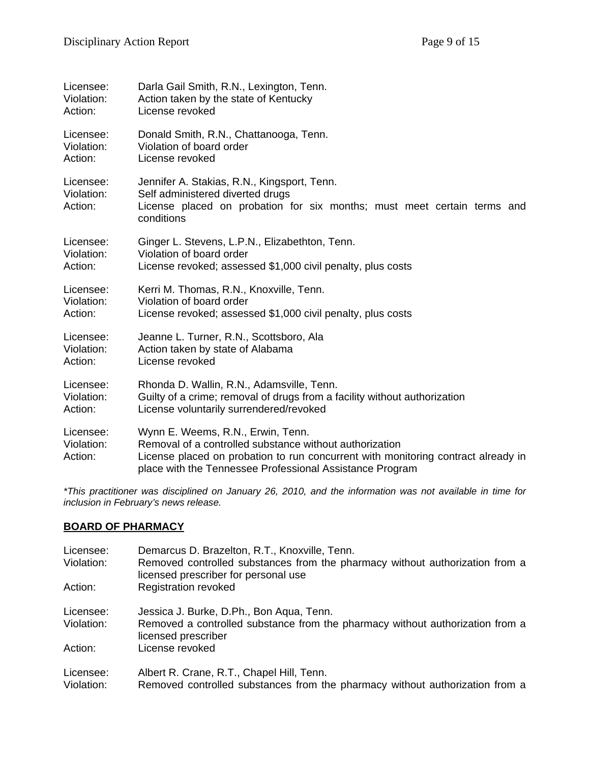Licensee: Darla Gail Smith, R.N., Lexington, Tenn.
Violation: Action taken by the state of Kentucky
Action: License revoked

Licensee: Donald Smith, R.N., Chattanooga, Tenn.
Violation: Violation of board order
Action: License revoked

Licensee: Jennifer A. Stakias, R.N., Kingsport, Tenn.
Violation: Self administered diverted drugs
Action: License placed on probation for six months; must meet certain terms and conditions

Licensee: Ginger L. Stevens, L.P.N., Elizabethton, Tenn.
Violation: Violation of board order
Action: License revoked; assessed $1,000 civil penalty, plus costs

Licensee: Kerri M. Thomas, R.N., Knoxville, Tenn.
Violation: Violation of board order
Action: License revoked; assessed $1,000 civil penalty, plus costs

Licensee: Jeanne L. Turner, R.N., Scottsboro, Ala
Violation: Action taken by state of Alabama
Action: License revoked

Licensee: Rhonda D. Wallin, R.N., Adamsville, Tenn.
Violation: Guilty of a crime; removal of drugs from a facility without authorization
Action: License voluntarily surrendered/revoked

Licensee: Wynn E. Weems, R.N., Erwin, Tenn.
Violation: Removal of a controlled substance without authorization
Action: License placed on probation to run concurrent with monitoring contract already in place with the Tennessee Professional Assistance Program

*\*This practitioner was disciplined on January 26, 2010, and the information was not available in time for inclusion in February's news release.*

## **BOARD OF PHARMACY**

Licensee: Demarcus D. Brazelton, R.T., Knoxville, Tenn.
Violation: Removed controlled substances from the pharmacy without authorization from a licensed prescriber for personal use
Action: Registration revoked

Licensee: Jessica J. Burke, D.Ph., Bon Aqua, Tenn.
Violation: Removed a controlled substance from the pharmacy without authorization from a licensed prescriber
Action: License revoked

Licensee: Albert R. Crane, R.T., Chapel Hill, Tenn.
Violation: Removed controlled substances from the pharmacy without authorization from a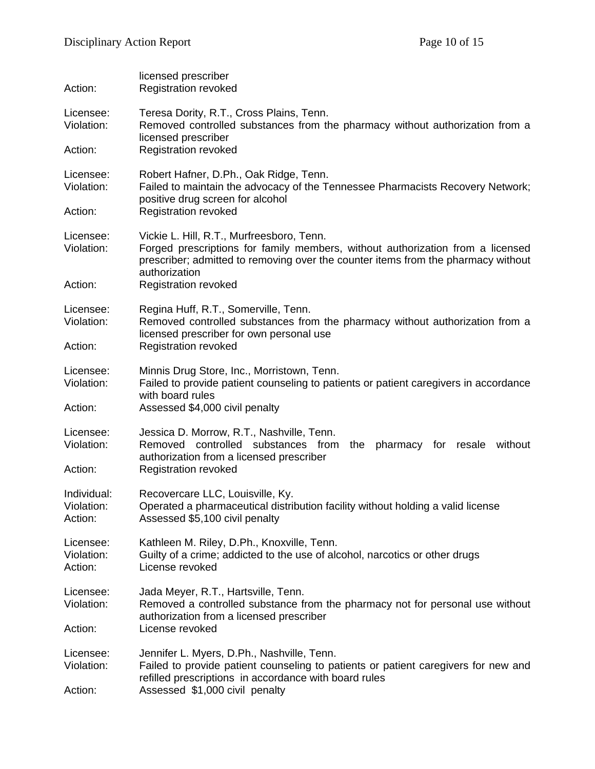licensed prescriber
Action: Registration revoked

Licensee: Teresa Dority, R.T., Cross Plains, Tenn.
Violation: Removed controlled substances from the pharmacy without authorization from a licensed prescriber
Action: Registration revoked

Licensee: Robert Hafner, D.Ph., Oak Ridge, Tenn.
Violation: Failed to maintain the advocacy of the Tennessee Pharmacists Recovery Network; positive drug screen for alcohol
Action: Registration revoked

Licensee: Vickie L. Hill, R.T., Murfreesboro, Tenn.
Violation: Forged prescriptions for family members, without authorization from a licensed prescriber; admitted to removing over the counter items from the pharmacy without authorization
Action: Registration revoked

Licensee: Regina Huff, R.T., Somerville, Tenn.
Violation: Removed controlled substances from the pharmacy without authorization from a licensed prescriber for own personal use
Action: Registration revoked

Licensee: Minnis Drug Store, Inc., Morristown, Tenn.
Violation: Failed to provide patient counseling to patients or patient caregivers in accordance with board rules
Action: Assessed $4,000 civil penalty

Licensee: Jessica D. Morrow, R.T., Nashville, Tenn.
Violation: Removed controlled substances from the pharmacy for resale without authorization from a licensed prescriber
Action: Registration revoked

Individual: Recovercare LLC, Louisville, Ky.
Violation: Operated a pharmaceutical distribution facility without holding a valid license
Action: Assessed $5,100 civil penalty

Licensee: Kathleen M. Riley, D.Ph., Knoxville, Tenn.
Violation: Guilty of a crime; addicted to the use of alcohol, narcotics or other drugs
Action: License revoked

Licensee: Jada Meyer, R.T., Hartsville, Tenn.
Violation: Removed a controlled substance from the pharmacy not for personal use without authorization from a licensed prescriber
Action: License revoked

Licensee: Jennifer L. Myers, D.Ph., Nashville, Tenn.
Violation: Failed to provide patient counseling to patients or patient caregivers for new and refilled prescriptions in accordance with board rules
Action: Assessed $1,000 civil penalty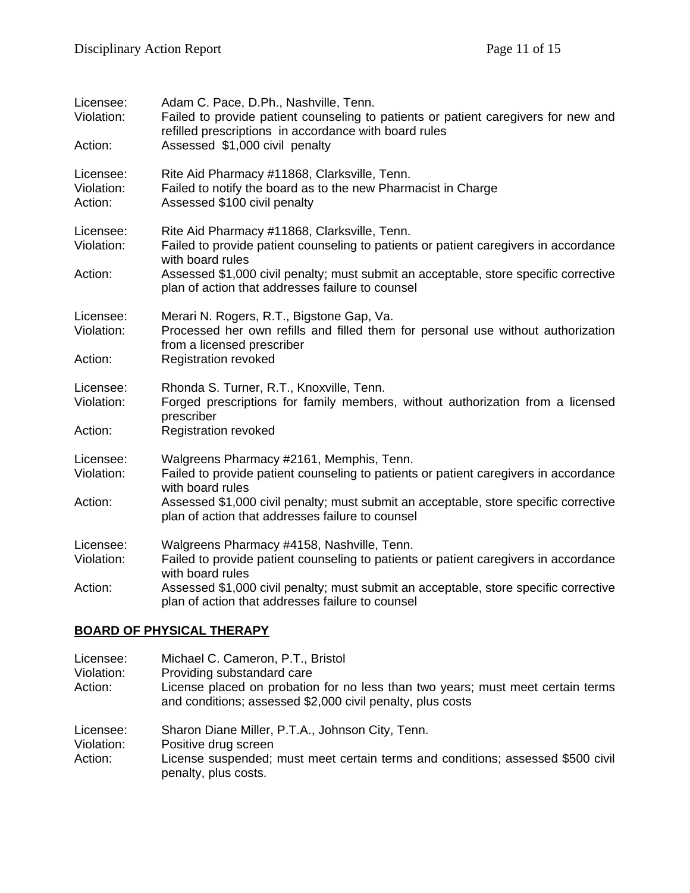Licensee: Adam C. Pace, D.Ph., Nashville, Tenn.
Violation: Failed to provide patient counseling to patients or patient caregivers for new and refilled prescriptions in accordance with board rules
Action: Assessed $1,000 civil penalty

Licensee: Rite Aid Pharmacy #11868, Clarksville, Tenn.
Violation: Failed to notify the board as to the new Pharmacist in Charge
Action: Assessed $100 civil penalty

Licensee: Rite Aid Pharmacy #11868, Clarksville, Tenn.
Violation: Failed to provide patient counseling to patients or patient caregivers in accordance with board rules
Action: Assessed $1,000 civil penalty; must submit an acceptable, store specific corrective plan of action that addresses failure to counsel

Licensee: Merari N. Rogers, R.T., Bigstone Gap, Va.
Violation: Processed her own refills and filled them for personal use without authorization from a licensed prescriber
Action: Registration revoked

Licensee: Rhonda S. Turner, R.T., Knoxville, Tenn.
Violation: Forged prescriptions for family members, without authorization from a licensed prescriber
Action: Registration revoked

Licensee: Walgreens Pharmacy #2161, Memphis, Tenn.
Violation: Failed to provide patient counseling to patients or patient caregivers in accordance with board rules
Action: Assessed $1,000 civil penalty; must submit an acceptable, store specific corrective plan of action that addresses failure to counsel

Licensee: Walgreens Pharmacy #4158, Nashville, Tenn.
Violation: Failed to provide patient counseling to patients or patient caregivers in accordance with board rules
Action: Assessed $1,000 civil penalty; must submit an acceptable, store specific corrective plan of action that addresses failure to counsel

## BOARD OF PHYSICAL THERAPY

Licensee: Michael C. Cameron, P.T., Bristol
Violation: Providing substandard care
Action: License placed on probation for no less than two years; must meet certain terms and conditions; assessed $2,000 civil penalty, plus costs

Licensee: Sharon Diane Miller, P.T.A., Johnson City, Tenn.
Violation: Positive drug screen
Action: License suspended; must meet certain terms and conditions; assessed $500 civil penalty, plus costs.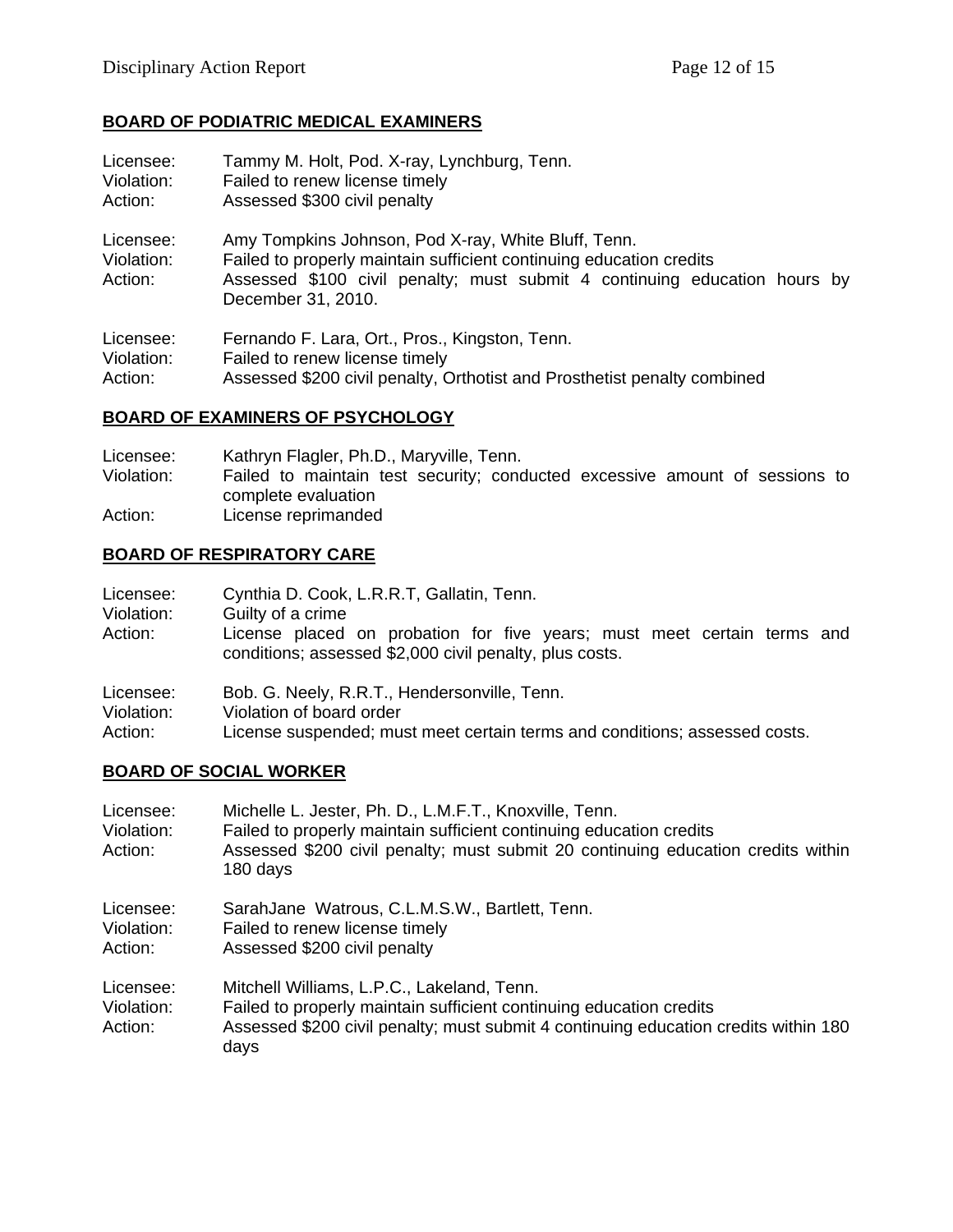## BOARD OF PODIATRIC MEDICAL EXAMINERS

Licensee: Tammy M. Holt, Pod. X-ray, Lynchburg, Tenn.
Violation: Failed to renew license timely
Action: Assessed $300 civil penalty

Licensee: Amy Tompkins Johnson, Pod X-ray, White Bluff, Tenn.
Violation: Failed to properly maintain sufficient continuing education credits
Action: Assessed $100 civil penalty; must submit 4 continuing education hours by December 31, 2010.

Licensee: Fernando F. Lara, Ort., Pros., Kingston, Tenn.
Violation: Failed to renew license timely
Action: Assessed $200 civil penalty, Orthotist and Prosthetist penalty combined

## BOARD OF EXAMINERS OF PSYCHOLOGY

Licensee: Kathryn Flagler, Ph.D., Maryville, Tenn.
Violation: Failed to maintain test security; conducted excessive amount of sessions to complete evaluation
Action: License reprimanded

## BOARD OF RESPIRATORY CARE

Licensee: Cynthia D. Cook, L.R.R.T, Gallatin, Tenn.
Violation: Guilty of a crime
Action: License placed on probation for five years; must meet certain terms and conditions; assessed $2,000 civil penalty, plus costs.

Licensee: Bob. G. Neely, R.R.T., Hendersonville, Tenn.
Violation: Violation of board order
Action: License suspended; must meet certain terms and conditions; assessed costs.

## BOARD OF SOCIAL WORKER

Licensee: Michelle L. Jester, Ph. D., L.M.F.T., Knoxville, Tenn.
Violation: Failed to properly maintain sufficient continuing education credits
Action: Assessed $200 civil penalty; must submit 20 continuing education credits within 180 days

Licensee: SarahJane Watrous, C.L.M.S.W., Bartlett, Tenn.
Violation: Failed to renew license timely
Action: Assessed $200 civil penalty

Licensee: Mitchell Williams, L.P.C., Lakeland, Tenn.
Violation: Failed to properly maintain sufficient continuing education credits
Action: Assessed $200 civil penalty; must submit 4 continuing education credits within 180 days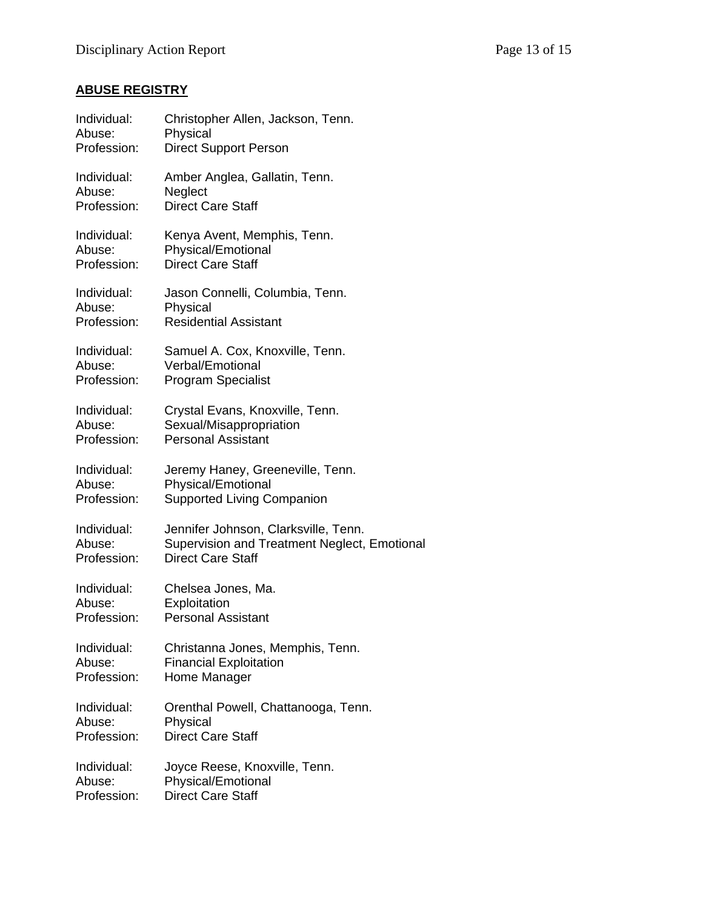**ABUSE REGISTRY**

Individual: Christopher Allen, Jackson, Tenn.
Abuse: Physical
Profession: Direct Support Person

Individual: Amber Anglea, Gallatin, Tenn.
Abuse: Neglect
Profession: Direct Care Staff

Individual: Kenya Avent, Memphis, Tenn.
Abuse: Physical/Emotional
Profession: Direct Care Staff

Individual: Jason Connelli, Columbia, Tenn.
Abuse: Physical
Profession: Residential Assistant

Individual: Samuel A. Cox, Knoxville, Tenn.
Abuse: Verbal/Emotional
Profession: Program Specialist

Individual: Crystal Evans, Knoxville, Tenn.
Abuse: Sexual/Misappropriation
Profession: Personal Assistant

Individual: Jeremy Haney, Greeneville, Tenn.
Abuse: Physical/Emotional
Profession: Supported Living Companion

Individual: Jennifer Johnson, Clarksville, Tenn.
Abuse: Supervision and Treatment Neglect, Emotional
Profession: Direct Care Staff

Individual: Chelsea Jones, Ma.
Abuse: Exploitation
Profession: Personal Assistant

Individual: Christanna Jones, Memphis, Tenn.
Abuse: Financial Exploitation
Profession: Home Manager

Individual: Orenthal Powell, Chattanooga, Tenn.
Abuse: Physical
Profession: Direct Care Staff

Individual: Joyce Reese, Knoxville, Tenn.
Abuse: Physical/Emotional
Profession: Direct Care Staff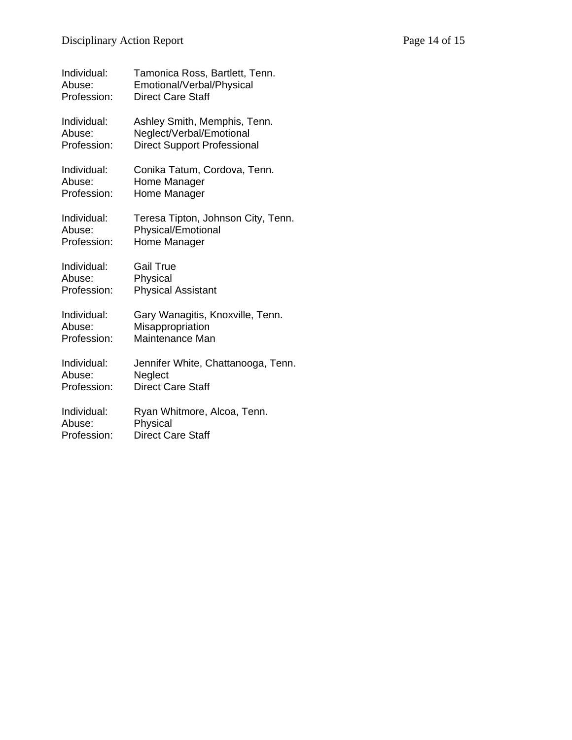Individual: Tamonica Ross, Bartlett, Tenn.
Abuse: Emotional/Verbal/Physical
Profession: Direct Care Staff

Individual: Ashley Smith, Memphis, Tenn.
Abuse: Neglect/Verbal/Emotional
Profession: Direct Support Professional

Individual: Conika Tatum, Cordova, Tenn.
Abuse: Home Manager
Profession: Home Manager

Individual: Teresa Tipton, Johnson City, Tenn.
Abuse: Physical/Emotional
Profession: Home Manager

Individual: Gail True
Abuse: Physical
Profession: Physical Assistant

Individual: Gary Wanagitis, Knoxville, Tenn.
Abuse: Misappropriation
Profession: Maintenance Man

Individual: Jennifer White, Chattanooga, Tenn.
Abuse: Neglect
Profession: Direct Care Staff

Individual: Ryan Whitmore, Alcoa, Tenn.
Abuse: Physical
Profession: Direct Care Staff